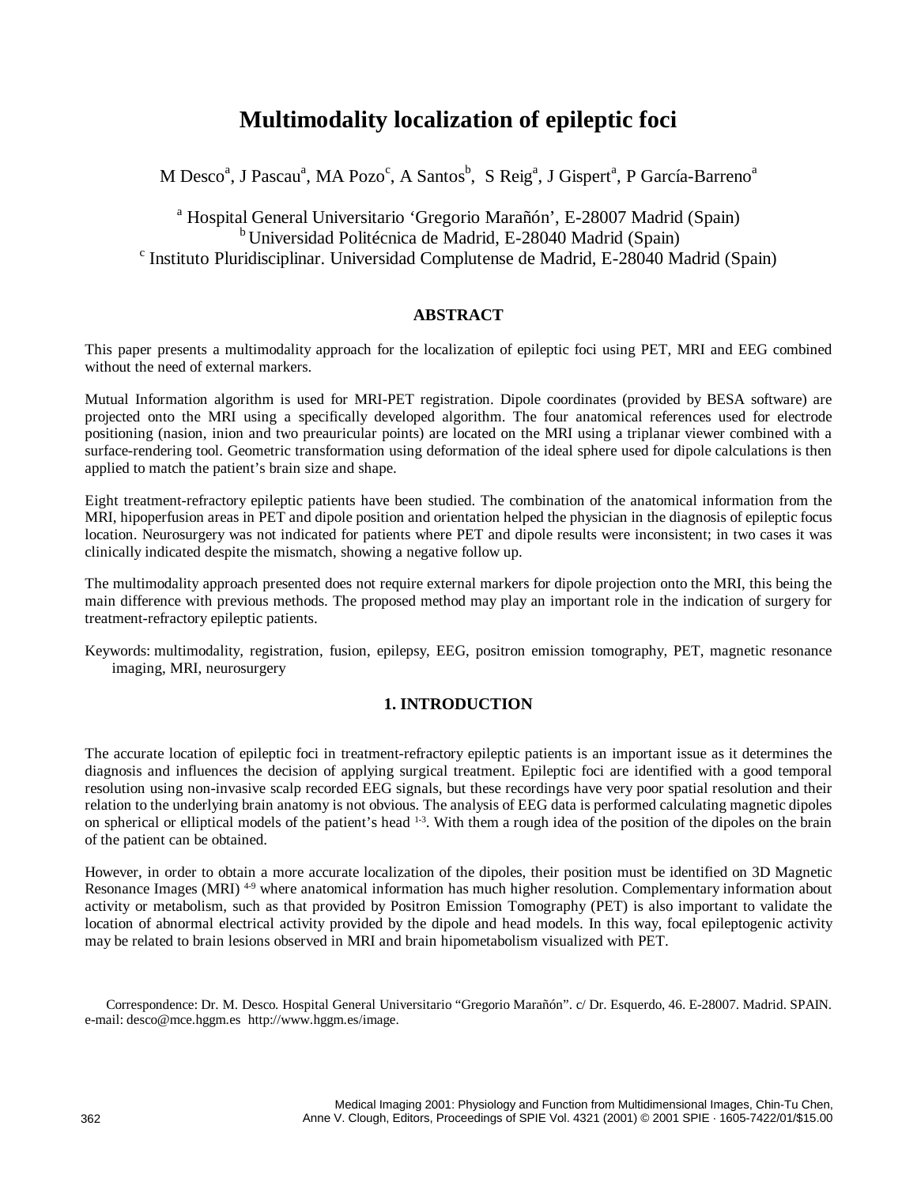# Multimodality localization of epileptic foci

M Desco[a], J Pascau[a], MA Pozo[c], A Santos[b], S Reig[a], J Gispert[a], P García-Barreno[a]

[a] Hospital General Universitario 'Gregorio Marañón', E-28007 Madrid (Spain)
[b] Universidad Politécnica de Madrid, E-28040 Madrid (Spain)
[c] Instituto Pluridisciplinar. Universidad Complutense de Madrid, E-28040 Madrid (Spain)

## ABSTRACT

This paper presents a multimodality approach for the localization of epileptic foci using PET, MRI and EEG combined without the need of external markers.

Mutual Information algorithm is used for MRI-PET registration. Dipole coordinates (provided by BESA software) are projected onto the MRI using a specifically developed algorithm. The four anatomical references used for electrode positioning (nasion, inion and two preauricular points) are located on the MRI using a triplanar viewer combined with a surface-rendering tool. Geometric transformation using deformation of the ideal sphere used for dipole calculations is then applied to match the patient's brain size and shape.

Eight treatment-refractory epileptic patients have been studied. The combination of the anatomical information from the MRI, hipoperfusion areas in PET and dipole position and orientation helped the physician in the diagnosis of epileptic focus location. Neurosurgery was not indicated for patients where PET and dipole results were inconsistent; in two cases it was clinically indicated despite the mismatch, showing a negative follow up.

The multimodality approach presented does not require external markers for dipole projection onto the MRI, this being the main difference with previous methods. The proposed method may play an important role in the indication of surgery for treatment-refractory epileptic patients.

Keywords: multimodality, registration, fusion, epilepsy, EEG, positron emission tomography, PET, magnetic resonance imaging, MRI, neurosurgery

## 1. INTRODUCTION

The accurate location of epileptic foci in treatment-refractory epileptic patients is an important issue as it determines the diagnosis and influences the decision of applying surgical treatment. Epileptic foci are identified with a good temporal resolution using non-invasive scalp recorded EEG signals, but these recordings have very poor spatial resolution and their relation to the underlying brain anatomy is not obvious. The analysis of EEG data is performed calculating magnetic dipoles on spherical or elliptical models of the patient's head [1-3]. With them a rough idea of the position of the dipoles on the brain of the patient can be obtained.

However, in order to obtain a more accurate localization of the dipoles, their position must be identified on 3D Magnetic Resonance Images (MRI) [4-9] where anatomical information has much higher resolution. Complementary information about activity or metabolism, such as that provided by Positron Emission Tomography (PET) is also important to validate the location of abnormal electrical activity provided by the dipole and head models. In this way, focal epileptogenic activity may be related to brain lesions observed in MRI and brain hipometabolism visualized with PET.

Correspondence: Dr. M. Desco. Hospital General Universitario "Gregorio Marañón". c/ Dr. Esquerdo, 46. E-28007. Madrid. SPAIN. e-mail: desco@mce.hggm.es http://www.hggm.es/image.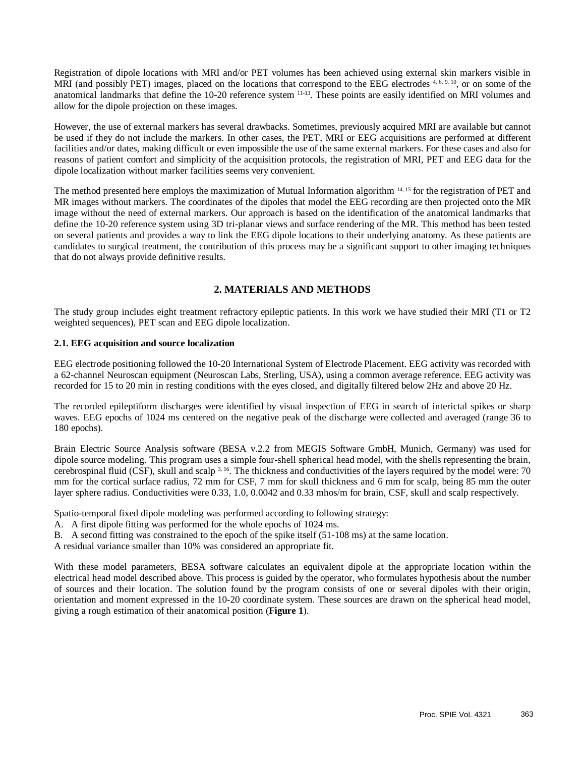Registration of dipole locations with MRI and/or PET volumes has been achieved using external skin markers visible in MRI (and possibly PET) images, placed on the locations that correspond to the EEG electrodes [4, 6, 9, 10], or on some of the anatomical landmarks that define the 10-20 reference system [11-13]. These points are easily identified on MRI volumes and allow for the dipole projection on these images.

However, the use of external markers has several drawbacks. Sometimes, previously acquired MRI are available but cannot be used if they do not include the markers. In other cases, the PET, MRI or EEG acquisitions are performed at different facilities and/or dates, making difficult or even impossible the use of the same external markers. For these cases and also for reasons of patient comfort and simplicity of the acquisition protocols, the registration of MRI, PET and EEG data for the dipole localization without marker facilities seems very convenient.

The method presented here employs the maximization of Mutual Information algorithm [14, 15] for the registration of PET and MR images without markers. The coordinates of the dipoles that model the EEG recording are then projected onto the MR image without the need of external markers. Our approach is based on the identification of the anatomical landmarks that define the 10-20 reference system using 3D tri-planar views and surface rendering of the MR. This method has been tested on several patients and provides a way to link the EEG dipole locations to their underlying anatomy. As these patients are candidates to surgical treatment, the contribution of this process may be a significant support to other imaging techniques that do not always provide definitive results.

## 2. MATERIALS AND METHODS

The study group includes eight treatment refractory epileptic patients. In this work we have studied their MRI (T1 or T2 weighted sequences), PET scan and EEG dipole localization.

### 2.1. EEG acquisition and source localization

EEG electrode positioning followed the 10-20 International System of Electrode Placement. EEG activity was recorded with a 62-channel Neuroscan equipment (Neuroscan Labs, Sterling, USA), using a common average reference. EEG activity was recorded for 15 to 20 min in resting conditions with the eyes closed, and digitally filtered below 2Hz and above 20 Hz.

The recorded epileptiform discharges were identified by visual inspection of EEG in search of interictal spikes or sharp waves. EEG epochs of 1024 ms centered on the negative peak of the discharge were collected and averaged (range 36 to 180 epochs).

Brain Electric Source Analysis software (BESA v.2.2 from MEGIS Software GmbH, Munich, Germany) was used for dipole source modeling. This program uses a simple four-shell spherical head model, with the shells representing the brain, cerebrospinal fluid (CSF), skull and scalp [3, 16]. The thickness and conductivities of the layers required by the model were: 70 mm for the cortical surface radius, 72 mm for CSF, 7 mm for skull thickness and 6 mm for scalp, being 85 mm the outer layer sphere radius. Conductivities were 0.33, 1.0, 0.0042 and 0.33 mhos/m for brain, CSF, skull and scalp respectively.

Spatio-temporal fixed dipole modeling was performed according to following strategy:

A. A first dipole fitting was performed for the whole epochs of 1024 ms.
B. A second fitting was constrained to the epoch of the spike itself (51-108 ms) at the same location.

A residual variance smaller than 10% was considered an appropriate fit.

With these model parameters, BESA software calculates an equivalent dipole at the appropriate location within the electrical head model described above. This process is guided by the operator, who formulates hypothesis about the number of sources and their location. The solution found by the program consists of one or several dipoles with their origin, orientation and moment expressed in the 10-20 coordinate system. These sources are drawn on the spherical head model, giving a rough estimation of their anatomical position (**Figure 1**).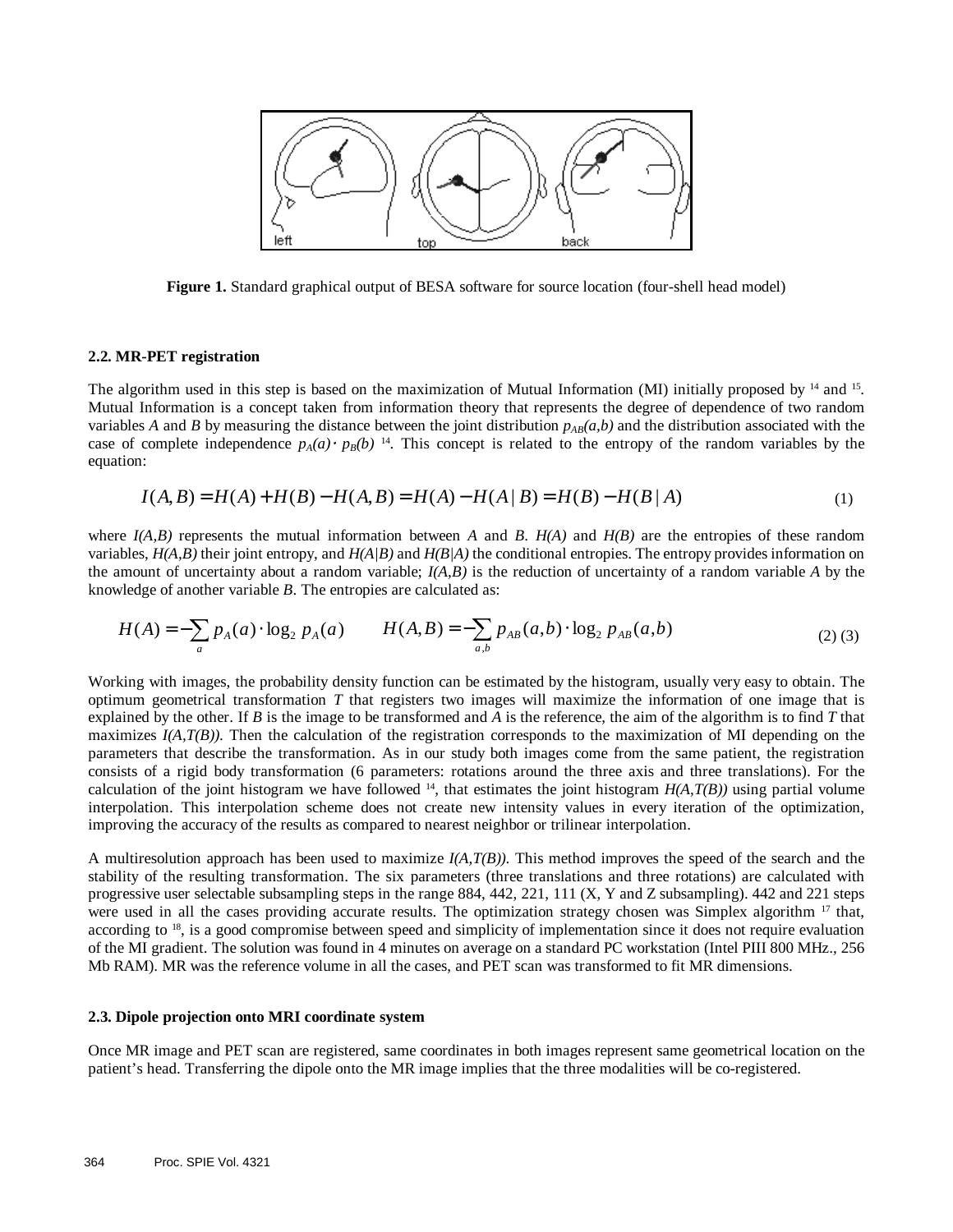**Figure 1.** Standard graphical output of BESA software for source location (four-shell head model)

### 2.2. MR-PET registration

The algorithm used in this step is based on the maximization of Mutual Information (MI) initially proposed by [14] and [15]. Mutual Information is a concept taken from information theory that represents the degree of dependence of two random variables *A* and *B* by measuring the distance between the joint distribution $p_{AB}(a,b)$ and the distribution associated with the case of complete independence $p_A(a) \cdot p_B(b)$ [14]. This concept is related to the entropy of the random variables by the equation:

$$I(A,B) = H(A) + H(B) - H(A,B) = H(A) - H(A \mid B) = H(B) - H(B \mid A) \tag{1}$$

where $I(A,B)$ represents the mutual information between *A* and *B*. $H(A)$ and $H(B)$ are the entropies of these random variables, $H(A,B)$ their joint entropy, and $H(A|B)$ and $H(B|A)$ the conditional entropies. The entropy provides information on the amount of uncertainty about a random variable; $I(A,B)$ is the reduction of uncertainty of a random variable *A* by the knowledge of another variable *B*. The entropies are calculated as:

$$H(A) = -\sum_{a} p_A(a) \cdot \log_2 p_A(a) \qquad H(A,B) = -\sum_{a,b} p_{AB}(a,b) \cdot \log_2 p_{AB}(a,b) \tag{2) (3}$$

Working with images, the probability density function can be estimated by the histogram, usually very easy to obtain. The optimum geometrical transformation *T* that registers two images will maximize the information of one image that is explained by the other. If *B* is the image to be transformed and *A* is the reference, the aim of the algorithm is to find *T* that maximizes $I(A,T(B))$. Then the calculation of the registration corresponds to the maximization of MI depending on the parameters that describe the transformation. As in our study both images come from the same patient, the registration consists of a rigid body transformation (6 parameters: rotations around the three axis and three translations). For the calculation of the joint histogram we have followed [14], that estimates the joint histogram $H(A,T(B))$ using partial volume interpolation. This interpolation scheme does not create new intensity values in every iteration of the optimization, improving the accuracy of the results as compared to nearest neighbor or trilinear interpolation.

A multiresolution approach has been used to maximize $I(A,T(B))$. This method improves the speed of the search and the stability of the resulting transformation. The six parameters (three translations and three rotations) are calculated with progressive user selectable subsampling steps in the range 884, 442, 221, 111 (X, Y and Z subsampling). 442 and 221 steps were used in all the cases providing accurate results. The optimization strategy chosen was Simplex algorithm [17] that, according to [18], is a good compromise between speed and simplicity of implementation since it does not require evaluation of the MI gradient. The solution was found in 4 minutes on average on a standard PC workstation (Intel PIII 800 MHz., 256 Mb RAM). MR was the reference volume in all the cases, and PET scan was transformed to fit MR dimensions.

### 2.3. Dipole projection onto MRI coordinate system

Once MR image and PET scan are registered, same coordinates in both images represent same geometrical location on the patient's head. Transferring the dipole onto the MR image implies that the three modalities will be co-registered.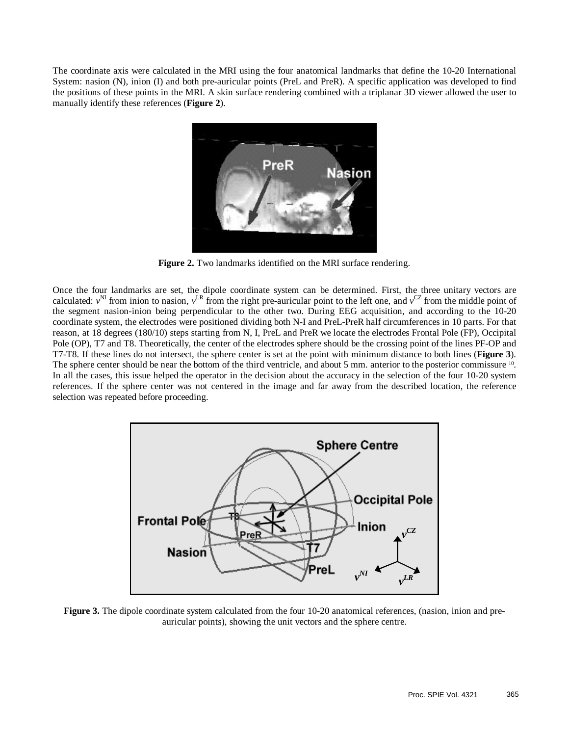The coordinate axis were calculated in the MRI using the four anatomical landmarks that define the 10-20 International System: nasion (N), inion (I) and both pre-auricular points (PreL and PreR). A specific application was developed to find the positions of these points in the MRI. A skin surface rendering combined with a triplanar 3D viewer allowed the user to manually identify these references (**Figure 2**).

**Figure 2.** Two landmarks identified on the MRI surface rendering.

Once the four landmarks are set, the dipole coordinate system can be determined. First, the three unitary vectors are calculated: $v^{NI}$ from inion to nasion, $v^{LR}$ from the right pre-auricular point to the left one, and $v^{CZ}$ from the middle point of the segment nasion-inion being perpendicular to the other two. During EEG acquisition, and according to the 10-20 coordinate system, the electrodes were positioned dividing both N-I and PreL-PreR half circumferences in 10 parts. For that reason, at 18 degrees (180/10) steps starting from N, I, PreL and PreR we locate the electrodes Frontal Pole (FP), Occipital Pole (OP), T7 and T8. Theoretically, the center of the electrodes sphere should be the crossing point of the lines PF-OP and T7-T8. If these lines do not intersect, the sphere center is set at the point with minimum distance to both lines (**Figure 3**). The sphere center should be near the bottom of the third ventricle, and about 5 mm. anterior to the posterior commissure [10]. In all the cases, this issue helped the operator in the decision about the accuracy in the selection of the four 10-20 system references. If the sphere center was not centered in the image and far away from the described location, the reference selection was repeated before proceeding.

**Figure 3.** The dipole coordinate system calculated from the four 10-20 anatomical references, (nasion, inion and pre-auricular points), showing the unit vectors and the sphere centre.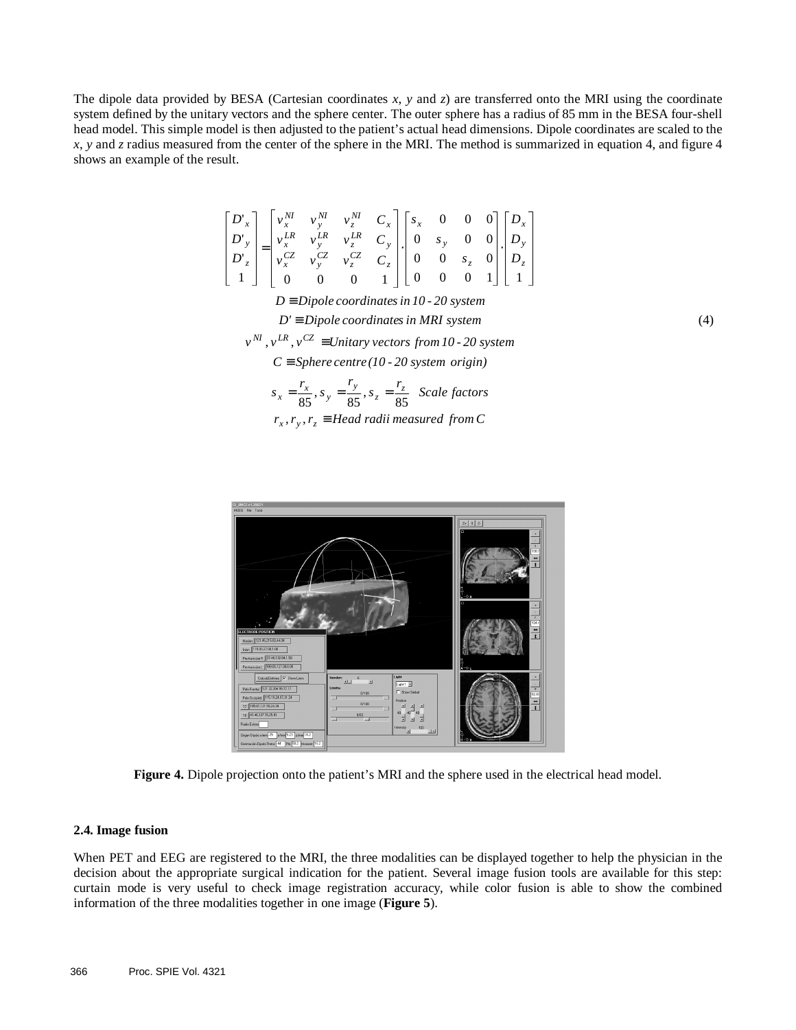The dipole data provided by BESA (Cartesian coordinates *x*, *y* and *z*) are transferred onto the MRI using the coordinate system defined by the unitary vectors and the sphere center. The outer sphere has a radius of 85 mm in the BESA four-shell head model. This simple model is then adjusted to the patient's actual head dimensions. Dipole coordinates are scaled to the *x*, *y* and *z* radius measured from the center of the sphere in the MRI. The method is summarized in equation 4, and figure 4 shows an example of the result.

$$
\begin{bmatrix} D'_x \\ D'_y \\ D'_z \\ 1 \end{bmatrix} = \begin{bmatrix} v_x^{NI} & v_y^{NI} & v_z^{NI} & C_x \\ v_x^{LR} & v_y^{LR} & v_z^{LR} & C_y \\ v_x^{CZ} & v_y^{CZ} & v_z^{CZ} & C_z \\ 0 & 0 & 0 & 1 \end{bmatrix} \cdot \begin{bmatrix} s_x & 0 & 0 & 0 \\ 0 & s_y & 0 & 0 \\ 0 & 0 & s_z & 0 \\ 0 & 0 & 0 & 1 \end{bmatrix} \cdot \begin{bmatrix} D_x \\ D_y \\ D_z \\ 1 \end{bmatrix} \tag{4}
$$

$$D \equiv \textit{Dipole coordinates in 10 - 20 system}$$

$$D' \equiv \textit{Dipole coordinates in MRI system}$$

$$v^{NI}, v^{LR}, v^{CZ} \equiv \textit{Unitary vectors from 10 - 20 system}$$

$$C \equiv \textit{Sphere centre (10 - 20 system origin)}$$

$$s_x = \frac{r_x}{85}, s_y = \frac{r_y}{85}, s_z = \frac{r_z}{85} \quad \textit{Scale factors}$$

$$r_x, r_y, r_z \equiv \textit{Head radii measured from } C$$

**Figure 4.** Dipole projection onto the patient's MRI and the sphere used in the electrical head model.

### 2.4. Image fusion

When PET and EEG are registered to the MRI, the three modalities can be displayed together to help the physician in the decision about the appropriate surgical indication for the patient. Several image fusion tools are available for this step: curtain mode is very useful to check image registration accuracy, while color fusion is able to show the combined information of the three modalities together in one image (**Figure 5**).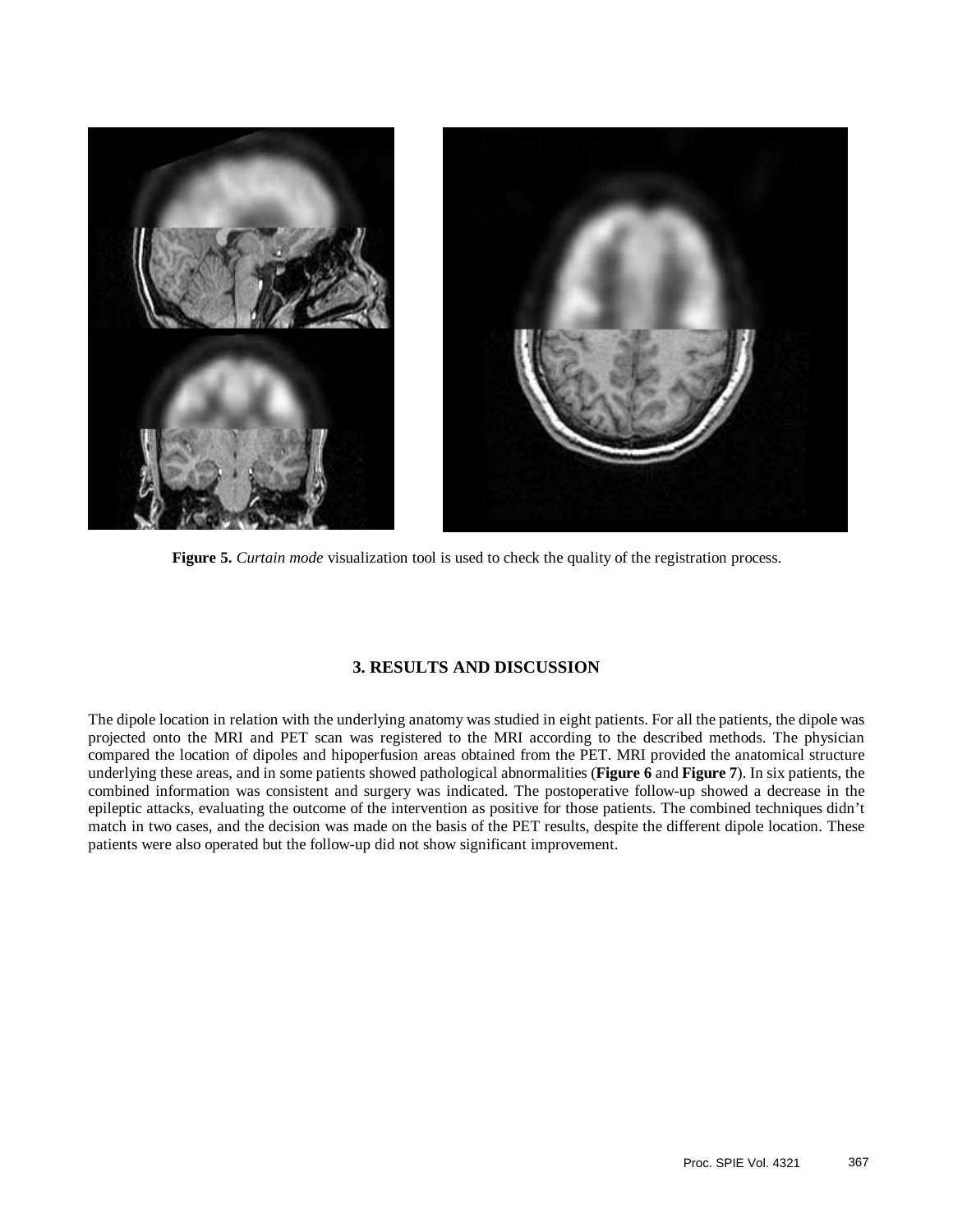**Figure 5.** *Curtain mode* visualization tool is used to check the quality of the registration process.

## 3. RESULTS AND DISCUSSION

The dipole location in relation with the underlying anatomy was studied in eight patients. For all the patients, the dipole was projected onto the MRI and PET scan was registered to the MRI according to the described methods. The physician compared the location of dipoles and hipoperfusion areas obtained from the PET. MRI provided the anatomical structure underlying these areas, and in some patients showed pathological abnormalities (**Figure 6** and **Figure 7**). In six patients, the combined information was consistent and surgery was indicated. The postoperative follow-up showed a decrease in the epileptic attacks, evaluating the outcome of the intervention as positive for those patients. The combined techniques didn't match in two cases, and the decision was made on the basis of the PET results, despite the different dipole location. These patients were also operated but the follow-up did not show significant improvement.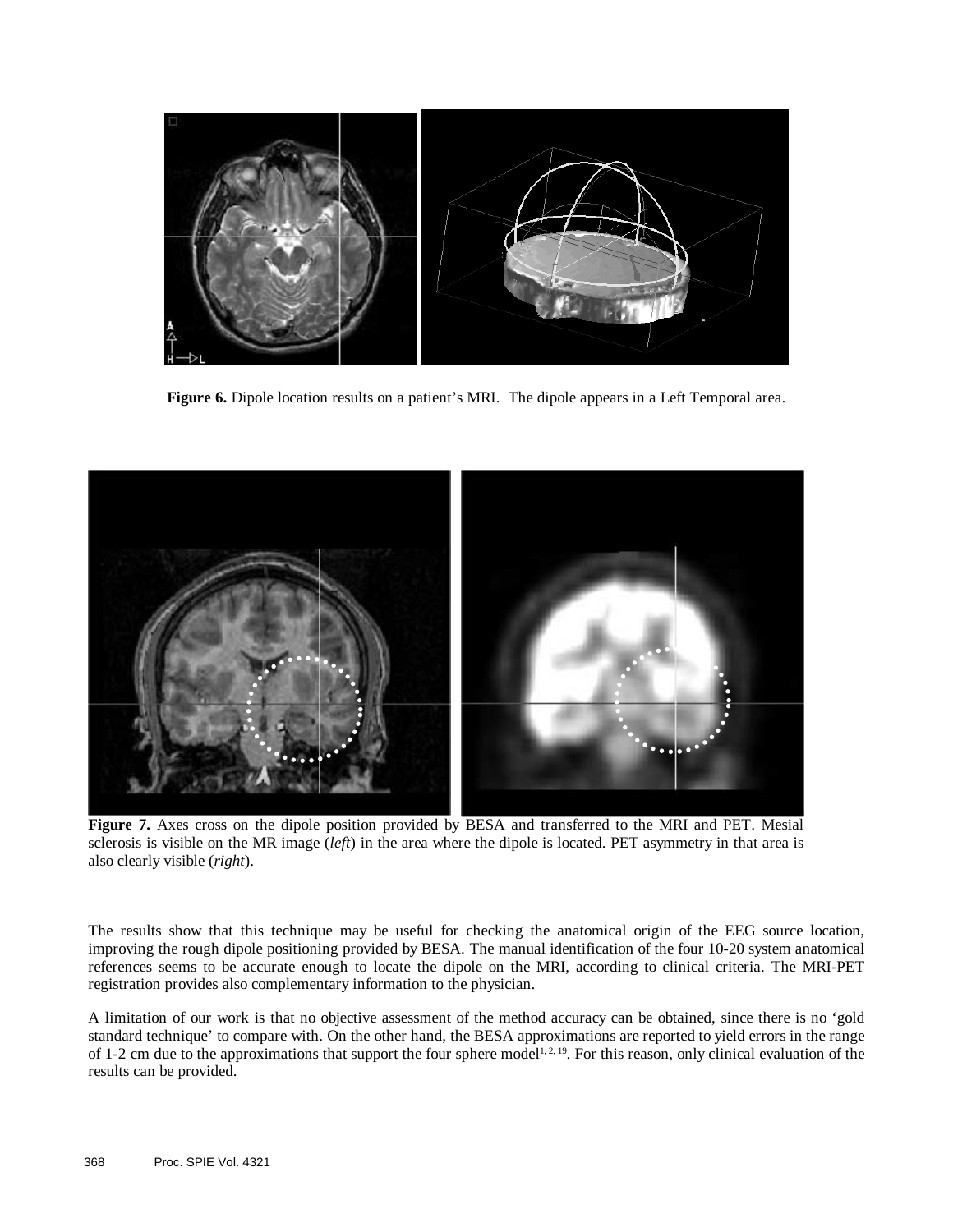**Figure 6.** Dipole location results on a patient's MRI. The dipole appears in a Left Temporal area.

**Figure 7.** Axes cross on the dipole position provided by BESA and transferred to the MRI and PET. Mesial sclerosis is visible on the MR image (*left*) in the area where the dipole is located. PET asymmetry in that area is also clearly visible (*right*).

The results show that this technique may be useful for checking the anatomical origin of the EEG source location, improving the rough dipole positioning provided by BESA. The manual identification of the four 10-20 system anatomical references seems to be accurate enough to locate the dipole on the MRI, according to clinical criteria. The MRI-PET registration provides also complementary information to the physician.

A limitation of our work is that no objective assessment of the method accuracy can be obtained, since there is no 'gold standard technique' to compare with. On the other hand, the BESA approximations are reported to yield errors in the range of 1-2 cm due to the approximations that support the four sphere model[1, 2, 19]. For this reason, only clinical evaluation of the results can be provided.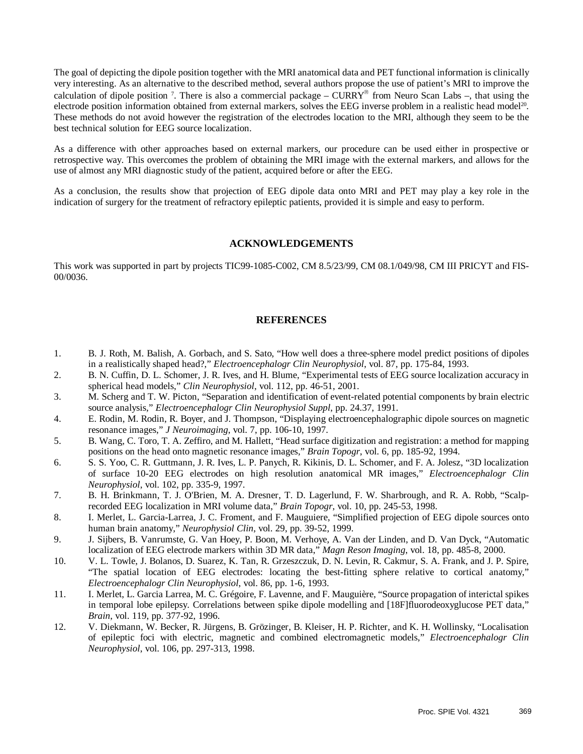The goal of depicting the dipole position together with the MRI anatomical data and PET functional information is clinically very interesting. As an alternative to the described method, several authors propose the use of patient's MRI to improve the calculation of dipole position [7]. There is also a commercial package – CURRY® from Neuro Scan Labs –, that using the electrode position information obtained from external markers, solves the EEG inverse problem in a realistic head model[20]. These methods do not avoid however the registration of the electrodes location to the MRI, although they seem to be the best technical solution for EEG source localization.

As a difference with other approaches based on external markers, our procedure can be used either in prospective or retrospective way. This overcomes the problem of obtaining the MRI image with the external markers, and allows for the use of almost any MRI diagnostic study of the patient, acquired before or after the EEG.

As a conclusion, the results show that projection of EEG dipole data onto MRI and PET may play a key role in the indication of surgery for the treatment of refractory epileptic patients, provided it is simple and easy to perform.

## ACKNOWLEDGEMENTS

This work was supported in part by projects TIC99-1085-C002, CM 8.5/23/99, CM 08.1/049/98, CM III PRICYT and FIS-00/0036.

## REFERENCES

1. B. J. Roth, M. Balish, A. Gorbach, and S. Sato, "How well does a three-sphere model predict positions of dipoles in a realistically shaped head?," *Electroencephalogr Clin Neurophysiol*, vol. 87, pp. 175-84, 1993.
2. B. N. Cuffin, D. L. Schomer, J. R. Ives, and H. Blume, "Experimental tests of EEG source localization accuracy in spherical head models," *Clin Neurophysiol*, vol. 112, pp. 46-51, 2001.
3. M. Scherg and T. W. Picton, "Separation and identification of event-related potential components by brain electric source analysis," *Electroencephalogr Clin Neurophysiol Suppl*, pp. 24.37, 1991.
4. E. Rodin, M. Rodin, R. Boyer, and J. Thompson, "Displaying electroencephalographic dipole sources on magnetic resonance images," *J Neuroimaging*, vol. 7, pp. 106-10, 1997.
5. B. Wang, C. Toro, T. A. Zeffiro, and M. Hallett, "Head surface digitization and registration: a method for mapping positions on the head onto magnetic resonance images," *Brain Topogr*, vol. 6, pp. 185-92, 1994.
6. S. S. Yoo, C. R. Guttmann, J. R. Ives, L. P. Panych, R. Kikinis, D. L. Schomer, and F. A. Jolesz, "3D localization of surface 10-20 EEG electrodes on high resolution anatomical MR images," *Electroencephalogr Clin Neurophysiol*, vol. 102, pp. 335-9, 1997.
7. B. H. Brinkmann, T. J. O'Brien, M. A. Dresner, T. D. Lagerlund, F. W. Sharbrough, and R. A. Robb, "Scalp-recorded EEG localization in MRI volume data," *Brain Topogr*, vol. 10, pp. 245-53, 1998.
8. I. Merlet, L. Garcia-Larrea, J. C. Froment, and F. Mauguiere, "Simplified projection of EEG dipole sources onto human brain anatomy," *Neurophysiol Clin*, vol. 29, pp. 39-52, 1999.
9. J. Sijbers, B. Vanrumste, G. Van Hoey, P. Boon, M. Verhoye, A. Van der Linden, and D. Van Dyck, "Automatic localization of EEG electrode markers within 3D MR data," *Magn Reson Imaging*, vol. 18, pp. 485-8, 2000.
10. V. L. Towle, J. Bolanos, D. Suarez, K. Tan, R. Grzeszczuk, D. N. Levin, R. Cakmur, S. A. Frank, and J. P. Spire, "The spatial location of EEG electrodes: locating the best-fitting sphere relative to cortical anatomy," *Electroencephalogr Clin Neurophysiol*, vol. 86, pp. 1-6, 1993.
11. I. Merlet, L. Garcia Larrea, M. C. Grégoire, F. Lavenne, and F. Mauguière, "Source propagation of interictal spikes in temporal lobe epilepsy. Correlations between spike dipole modelling and [18F]fluorodeoxyglucose PET data," *Brain*, vol. 119, pp. 377-92, 1996.
12. V. Diekmann, W. Becker, R. Jürgens, B. Grözinger, B. Kleiser, H. P. Richter, and K. H. Wollinsky, "Localisation of epileptic foci with electric, magnetic and combined electromagnetic models," *Electroencephalogr Clin Neurophysiol*, vol. 106, pp. 297-313, 1998.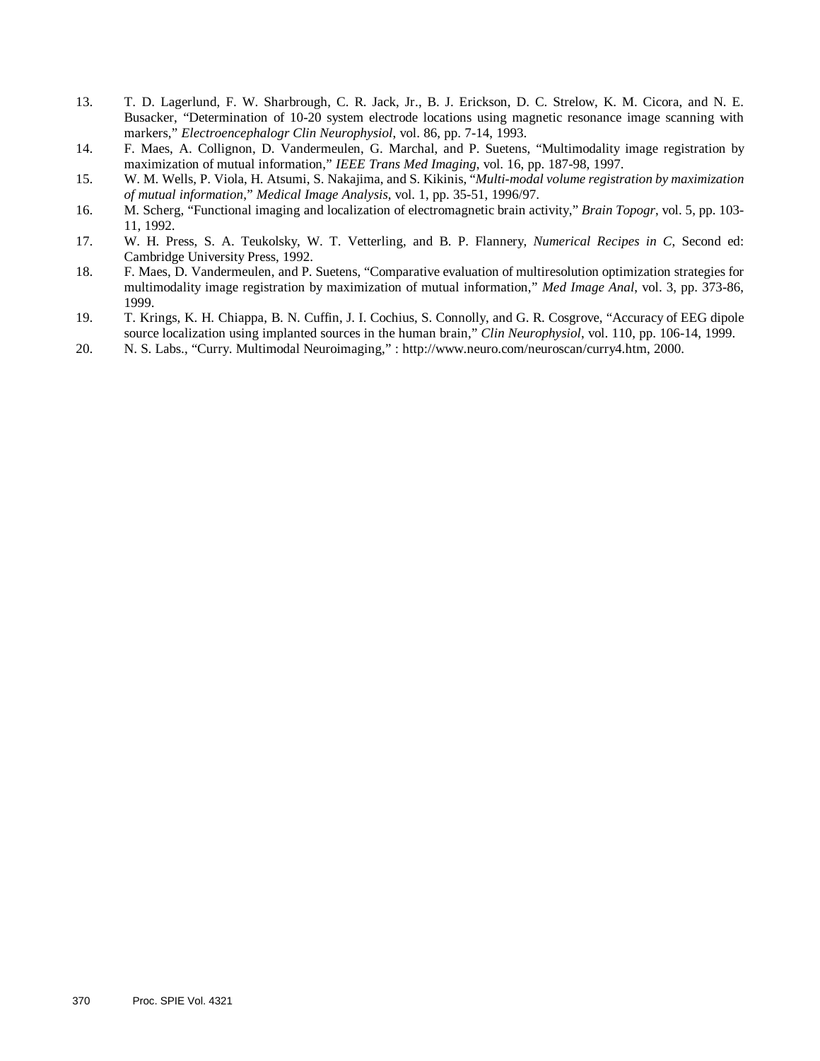13. T. D. Lagerlund, F. W. Sharbrough, C. R. Jack, Jr., B. J. Erickson, D. C. Strelow, K. M. Cicora, and N. E. Busacker, "Determination of 10-20 system electrode locations using magnetic resonance image scanning with markers," *Electroencephalogr Clin Neurophysiol*, vol. 86, pp. 7-14, 1993.
14. F. Maes, A. Collignon, D. Vandermeulen, G. Marchal, and P. Suetens, "Multimodality image registration by maximization of mutual information," *IEEE Trans Med Imaging*, vol. 16, pp. 187-98, 1997.
15. W. M. Wells, P. Viola, H. Atsumi, S. Nakajima, and S. Kikinis, "*Multi-modal volume registration by maximization of mutual information*," *Medical Image Analysis*, vol. 1, pp. 35-51, 1996/97.
16. M. Scherg, "Functional imaging and localization of electromagnetic brain activity," *Brain Topogr*, vol. 5, pp. 103-11, 1992.
17. W. H. Press, S. A. Teukolsky, W. T. Vetterling, and B. P. Flannery, *Numerical Recipes in C*, Second ed: Cambridge University Press, 1992.
18. F. Maes, D. Vandermeulen, and P. Suetens, "Comparative evaluation of multiresolution optimization strategies for multimodality image registration by maximization of mutual information," *Med Image Anal*, vol. 3, pp. 373-86, 1999.
19. T. Krings, K. H. Chiappa, B. N. Cuffin, J. I. Cochius, S. Connolly, and G. R. Cosgrove, "Accuracy of EEG dipole source localization using implanted sources in the human brain," *Clin Neurophysiol*, vol. 110, pp. 106-14, 1999.
20. N. S. Labs., "Curry. Multimodal Neuroimaging," : http://www.neuro.com/neuroscan/curry4.htm, 2000.